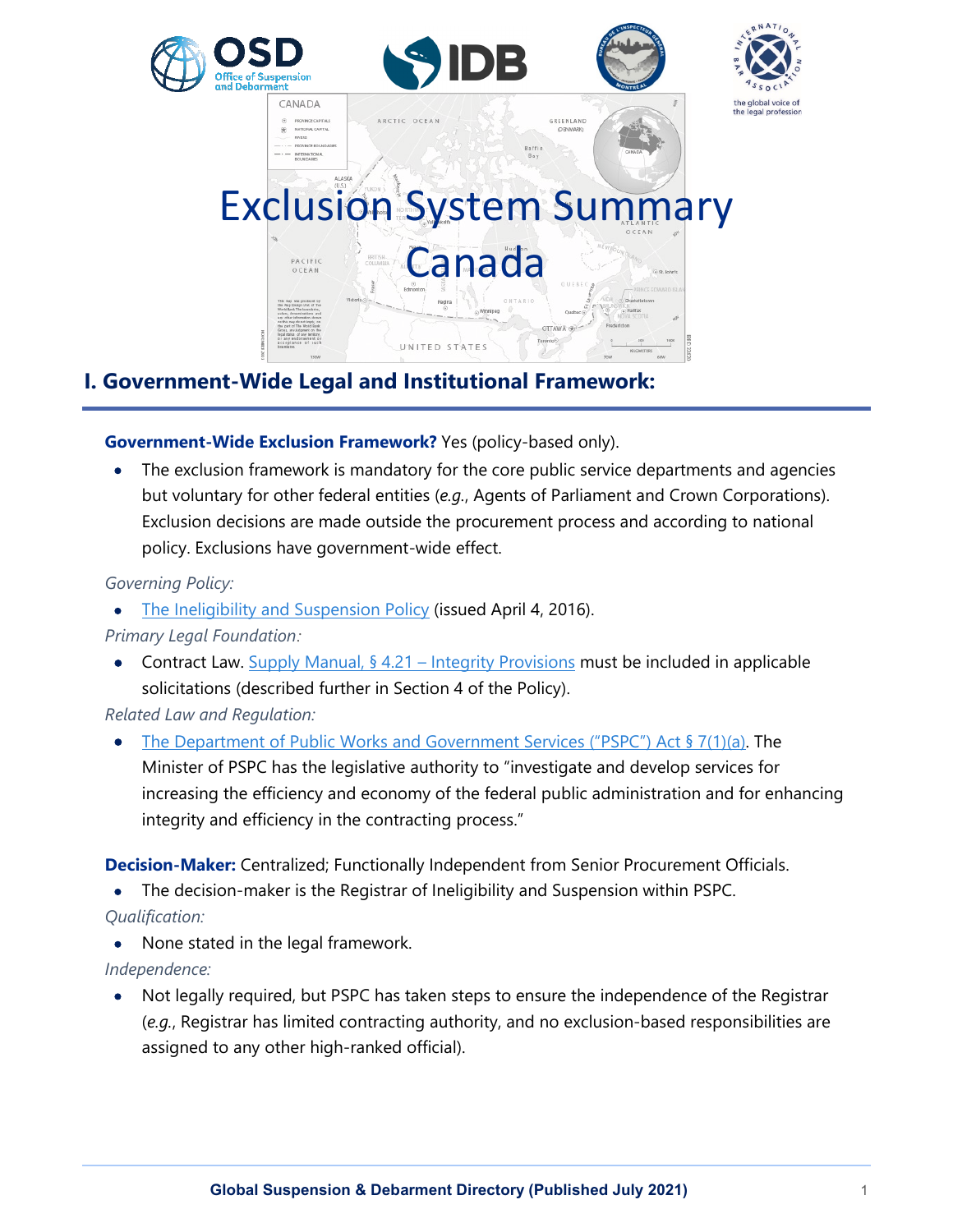# Exclusion System Summary

# Canada

## I. Government-Wide Legal and Institutional Framework:

**Government-Wide Exclusion Framework?** Yes (policy-based only).

- The exclusion framework is mandatory for the core public service departments and agencies but voluntary for other federal entities (*e.g.*, Agents of Parliament and Crown Corporations). Exclusion decisions are made outside the procurement process and according to national policy. Exclusions have government-wide effect.

*Governing Policy:*

- The Ineligibility and Suspension Policy (issued April 4, 2016).

*Primary Legal Foundation:*

- Contract Law. Supply Manual, § 4.21 – Integrity Provisions must be included in applicable solicitations (described further in Section 4 of the Policy).

*Related Law and Regulation:*

- The Department of Public Works and Government Services ("PSPC") Act § 7(1)(a). The Minister of PSPC has the legislative authority to "investigate and develop services for increasing the efficiency and economy of the federal public administration and for enhancing integrity and efficiency in the contracting process."

**Decision-Maker:** Centralized; Functionally Independent from Senior Procurement Officials.

- The decision-maker is the Registrar of Ineligibility and Suspension within PSPC.

*Qualification:*

- None stated in the legal framework.

*Independence:*

- Not legally required, but PSPC has taken steps to ensure the independence of the Registrar (*e.g.*, Registrar has limited contracting authority, and no exclusion-based responsibilities are assigned to any other high-ranked official).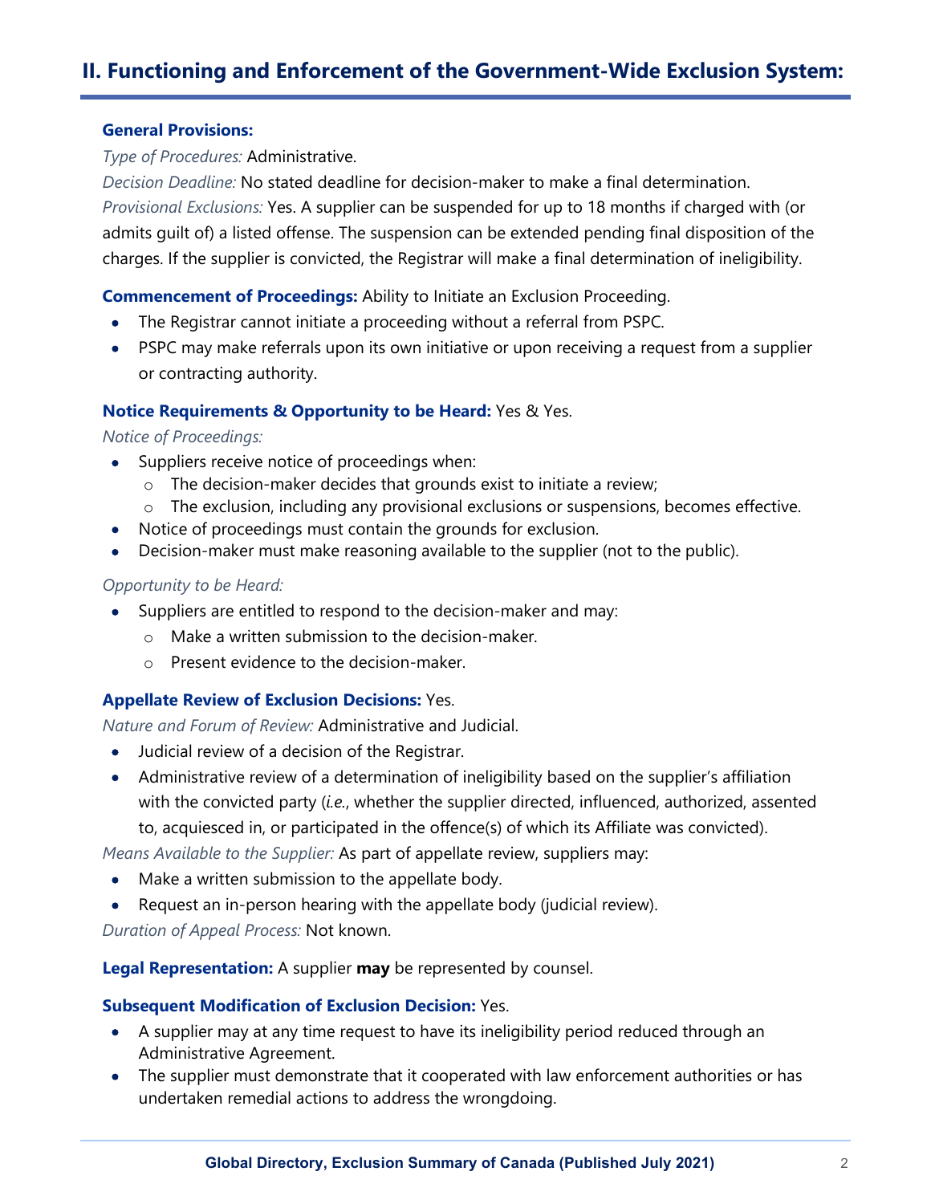## II. Functioning and Enforcement of the Government-Wide Exclusion System:

**General Provisions:**

*Type of Procedures:* Administrative.

*Decision Deadline:* No stated deadline for decision-maker to make a final determination.

*Provisional Exclusions:* Yes. A supplier can be suspended for up to 18 months if charged with (or admits guilt of) a listed offense. The suspension can be extended pending final disposition of the charges. If the supplier is convicted, the Registrar will make a final determination of ineligibility.

**Commencement of Proceedings:** Ability to Initiate an Exclusion Proceeding.

- The Registrar cannot initiate a proceeding without a referral from PSPC.
- PSPC may make referrals upon its own initiative or upon receiving a request from a supplier or contracting authority.

**Notice Requirements & Opportunity to be Heard:** Yes & Yes.

*Notice of Proceedings:*

- Suppliers receive notice of proceedings when:
  - The decision-maker decides that grounds exist to initiate a review;
  - The exclusion, including any provisional exclusions or suspensions, becomes effective.
- Notice of proceedings must contain the grounds for exclusion.
- Decision-maker must make reasoning available to the supplier (not to the public).

*Opportunity to be Heard:*

- Suppliers are entitled to respond to the decision-maker and may:
  - Make a written submission to the decision-maker.
  - Present evidence to the decision-maker.

**Appellate Review of Exclusion Decisions:** Yes.

*Nature and Forum of Review:* Administrative and Judicial.

- Judicial review of a decision of the Registrar.
- Administrative review of a determination of ineligibility based on the supplier's affiliation with the convicted party (*i.e.*, whether the supplier directed, influenced, authorized, assented to, acquiesced in, or participated in the offence(s) of which its Affiliate was convicted).

*Means Available to the Supplier:* As part of appellate review, suppliers may:

- Make a written submission to the appellate body.
- Request an in-person hearing with the appellate body (judicial review).

*Duration of Appeal Process:* Not known.

**Legal Representation:** A supplier **may** be represented by counsel.

**Subsequent Modification of Exclusion Decision:** Yes.

- A supplier may at any time request to have its ineligibility period reduced through an Administrative Agreement.
- The supplier must demonstrate that it cooperated with law enforcement authorities or has undertaken remedial actions to address the wrongdoing.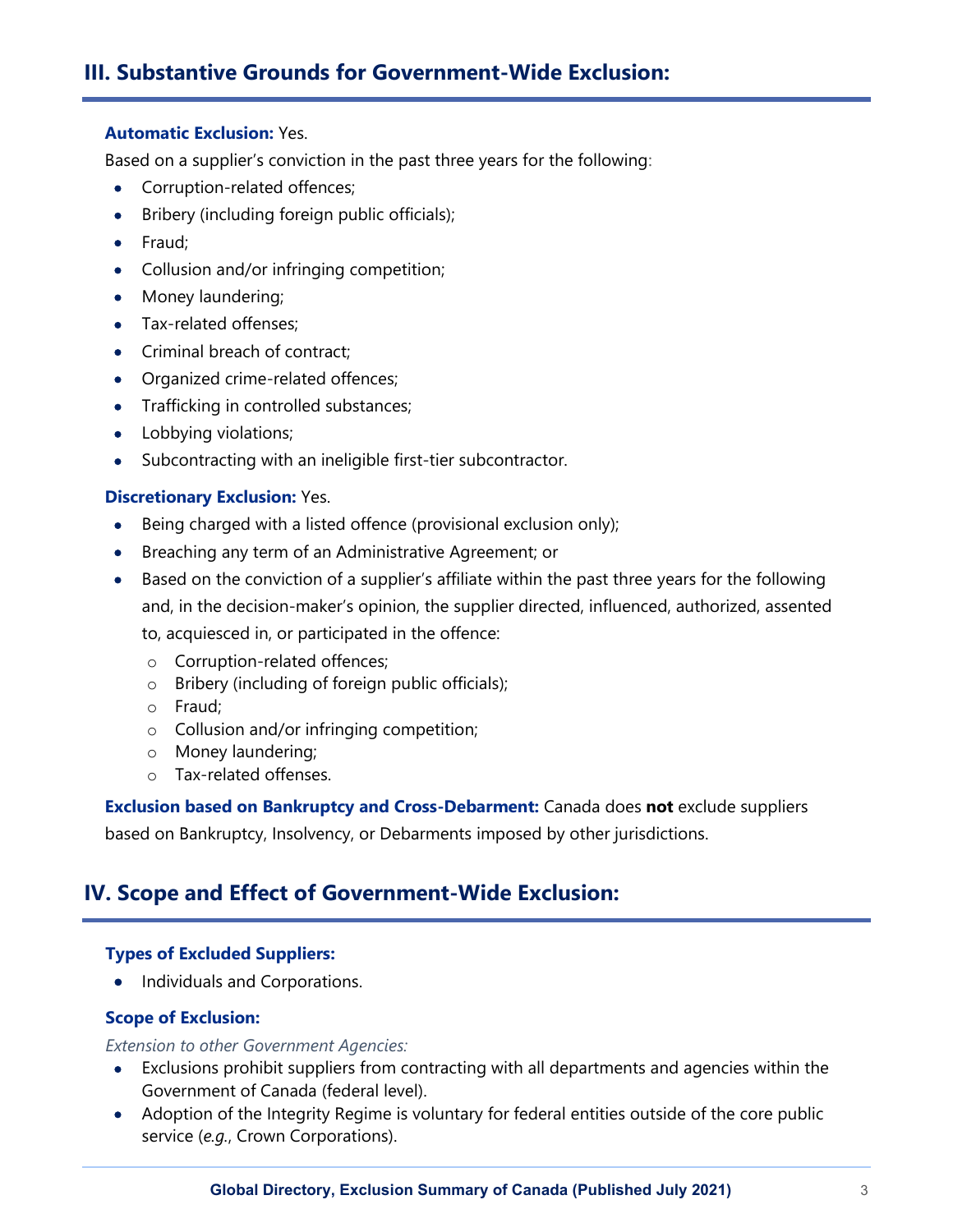## III. Substantive Grounds for Government-Wide Exclusion:

**Automatic Exclusion:** Yes.

Based on a supplier's conviction in the past three years for the following:

- Corruption-related offences;
- Bribery (including foreign public officials);
- Fraud;
- Collusion and/or infringing competition;
- Money laundering;
- Tax-related offenses;
- Criminal breach of contract;
- Organized crime-related offences;
- Trafficking in controlled substances;
- Lobbying violations;
- Subcontracting with an ineligible first-tier subcontractor.

**Discretionary Exclusion:** Yes.

- Being charged with a listed offence (provisional exclusion only);
- Breaching any term of an Administrative Agreement; or
- Based on the conviction of a supplier's affiliate within the past three years for the following and, in the decision-maker's opinion, the supplier directed, influenced, authorized, assented to, acquiesced in, or participated in the offence:
  - Corruption-related offences;
  - Bribery (including of foreign public officials);
  - Fraud;
  - Collusion and/or infringing competition;
  - Money laundering;
  - Tax-related offenses.

**Exclusion based on Bankruptcy and Cross-Debarment:** Canada does **not** exclude suppliers based on Bankruptcy, Insolvency, or Debarments imposed by other jurisdictions.

## IV. Scope and Effect of Government-Wide Exclusion:

**Types of Excluded Suppliers:**

- Individuals and Corporations.

**Scope of Exclusion:**

*Extension to other Government Agencies:*

- Exclusions prohibit suppliers from contracting with all departments and agencies within the Government of Canada (federal level).
- Adoption of the Integrity Regime is voluntary for federal entities outside of the core public service (*e.g.*, Crown Corporations).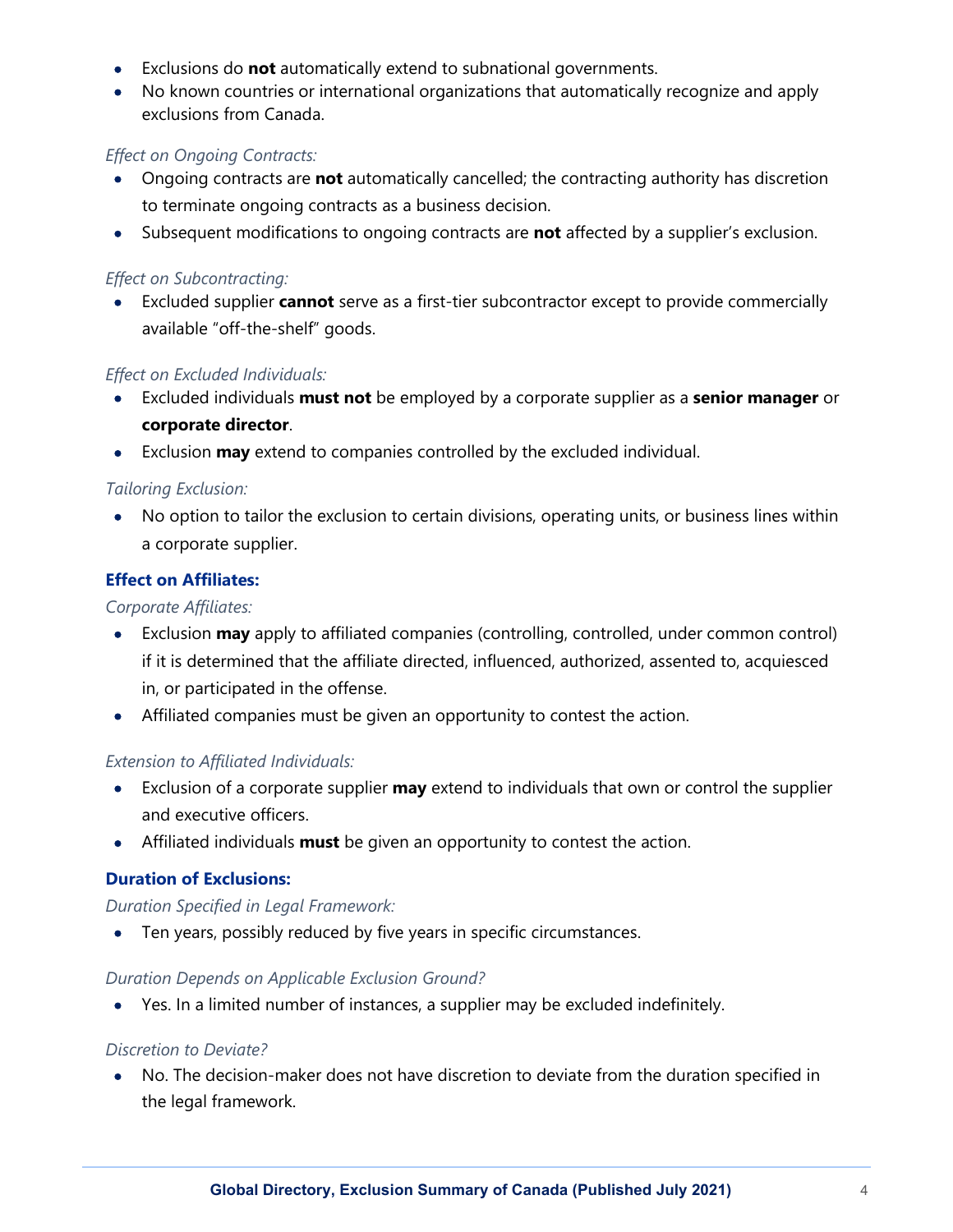- Exclusions do **not** automatically extend to subnational governments.
- No known countries or international organizations that automatically recognize and apply exclusions from Canada.

*Effect on Ongoing Contracts:*

- Ongoing contracts are **not** automatically cancelled; the contracting authority has discretion to terminate ongoing contracts as a business decision.
- Subsequent modifications to ongoing contracts are **not** affected by a supplier's exclusion.

*Effect on Subcontracting:*

- Excluded supplier **cannot** serve as a first-tier subcontractor except to provide commercially available "off-the-shelf" goods.

*Effect on Excluded Individuals:*

- Excluded individuals **must not** be employed by a corporate supplier as a **senior manager** or **corporate director**.
- Exclusion **may** extend to companies controlled by the excluded individual.

*Tailoring Exclusion:*

- No option to tailor the exclusion to certain divisions, operating units, or business lines within a corporate supplier.

### Effect on Affiliates:

*Corporate Affiliates:*

- Exclusion **may** apply to affiliated companies (controlling, controlled, under common control) if it is determined that the affiliate directed, influenced, authorized, assented to, acquiesced in, or participated in the offense.
- Affiliated companies must be given an opportunity to contest the action.

*Extension to Affiliated Individuals:*

- Exclusion of a corporate supplier **may** extend to individuals that own or control the supplier and executive officers.
- Affiliated individuals **must** be given an opportunity to contest the action.

### Duration of Exclusions:

*Duration Specified in Legal Framework:*

- Ten years, possibly reduced by five years in specific circumstances.

*Duration Depends on Applicable Exclusion Ground?*

- Yes. In a limited number of instances, a supplier may be excluded indefinitely.

*Discretion to Deviate?*

- No. The decision-maker does not have discretion to deviate from the duration specified in the legal framework.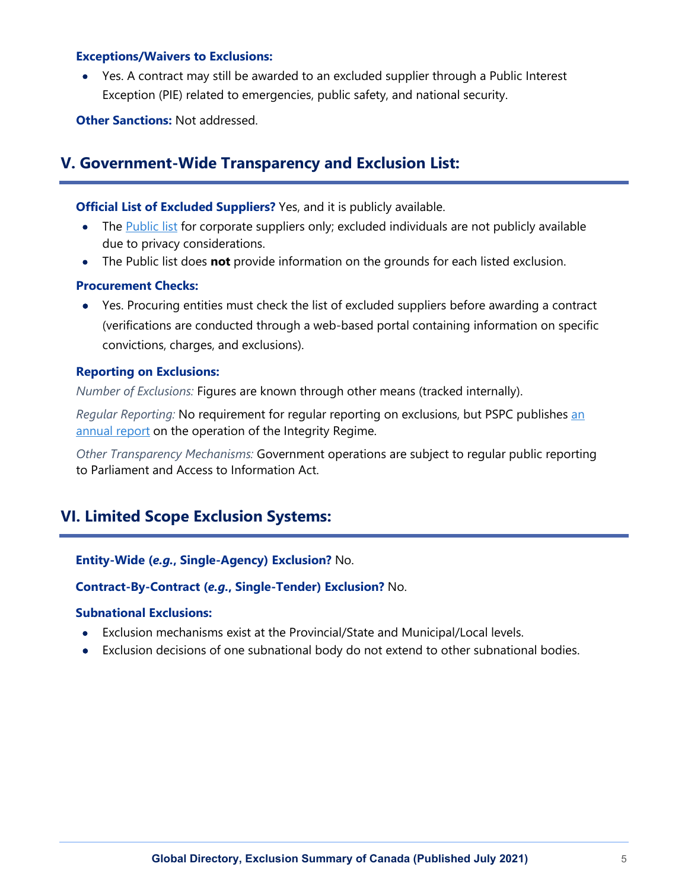**Exceptions/Waivers to Exclusions:**

- Yes. A contract may still be awarded to an excluded supplier through a Public Interest Exception (PIE) related to emergencies, public safety, and national security.

**Other Sanctions:** Not addressed.

## V. Government-Wide Transparency and Exclusion List:

**Official List of Excluded Suppliers?** Yes, and it is publicly available.

- The Public list for corporate suppliers only; excluded individuals are not publicly available due to privacy considerations.
- The Public list does **not** provide information on the grounds for each listed exclusion.

**Procurement Checks:**

- Yes. Procuring entities must check the list of excluded suppliers before awarding a contract (verifications are conducted through a web-based portal containing information on specific convictions, charges, and exclusions).

**Reporting on Exclusions:**

*Number of Exclusions:* Figures are known through other means (tracked internally).

*Regular Reporting:* No requirement for regular reporting on exclusions, but PSPC publishes an annual report on the operation of the Integrity Regime.

*Other Transparency Mechanisms:* Government operations are subject to regular public reporting to Parliament and Access to Information Act.

## VI. Limited Scope Exclusion Systems:

**Entity-Wide (*e.g.*, Single-Agency) Exclusion?** No.

**Contract-By-Contract (*e.g.*, Single-Tender) Exclusion?** No.

**Subnational Exclusions:**

- Exclusion mechanisms exist at the Provincial/State and Municipal/Local levels.
- Exclusion decisions of one subnational body do not extend to other subnational bodies.